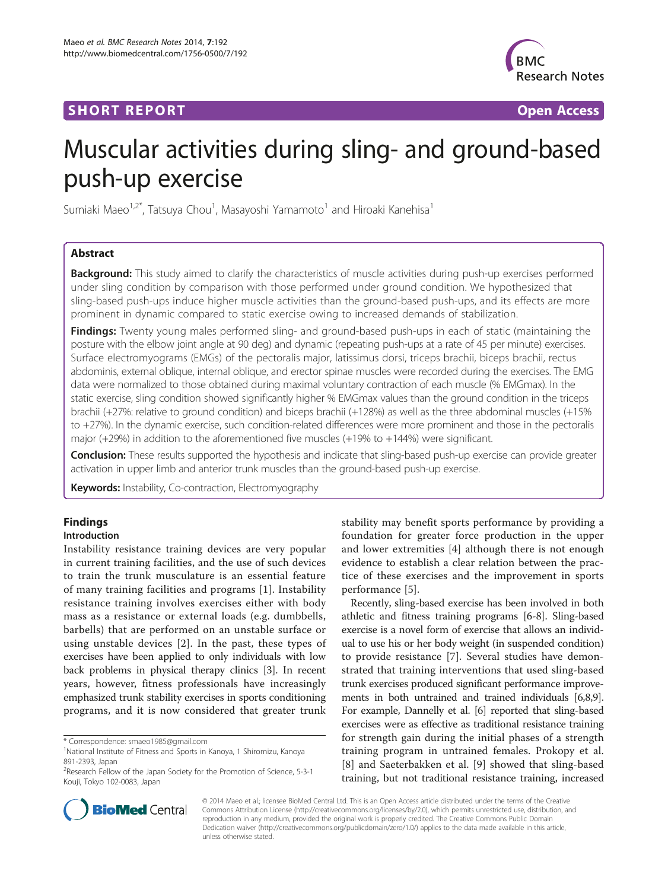SHORT REPORT **Open Access**

# Muscular activities during sling- and ground-based push-up exercise

Sumiaki Maeo[1,2*], Tatsuya Chou[1], Masayoshi Yamamoto[1] and Hiroaki Kanehisa[1]

## Abstract

**Background:** This study aimed to clarify the characteristics of muscle activities during push-up exercises performed under sling condition by comparison with those performed under ground condition. We hypothesized that sling-based push-ups induce higher muscle activities than the ground-based push-ups, and its effects are more prominent in dynamic compared to static exercise owing to increased demands of stabilization.

**Findings:** Twenty young males performed sling- and ground-based push-ups in each of static (maintaining the posture with the elbow joint angle at 90 deg) and dynamic (repeating push-ups at a rate of 45 per minute) exercises. Surface electromyograms (EMGs) of the pectoralis major, latissimus dorsi, triceps brachii, biceps brachii, rectus abdominis, external oblique, internal oblique, and erector spinae muscles were recorded during the exercises. The EMG data were normalized to those obtained during maximal voluntary contraction of each muscle (% EMGmax). In the static exercise, sling condition showed significantly higher % EMGmax values than the ground condition in the triceps brachii (+27%: relative to ground condition) and biceps brachii (+128%) as well as the three abdominal muscles (+15% to +27%). In the dynamic exercise, such condition-related differences were more prominent and those in the pectoralis major (+29%) in addition to the aforementioned five muscles (+19% to +144%) were significant.

**Conclusion:** These results supported the hypothesis and indicate that sling-based push-up exercise can provide greater activation in upper limb and anterior trunk muscles than the ground-based push-up exercise.

**Keywords:** Instability, Co-contraction, Electromyography

## Findings

### Introduction

Instability resistance training devices are very popular in current training facilities, and the use of such devices to train the trunk musculature is an essential feature of many training facilities and programs [1]. Instability resistance training involves exercises either with body mass as a resistance or external loads (e.g. dumbbells, barbells) that are performed on an unstable surface or using unstable devices [2]. In the past, these types of exercises have been applied to only individuals with low back problems in physical therapy clinics [3]. In recent years, however, fitness professionals have increasingly emphasized trunk stability exercises in sports conditioning programs, and it is now considered that greater trunk stability may benefit sports performance by providing a foundation for greater force production in the upper and lower extremities [4] although there is not enough evidence to establish a clear relation between the practice of these exercises and the improvement in sports performance [5].

Recently, sling-based exercise has been involved in both athletic and fitness training programs [6-8]. Sling-based exercise is a novel form of exercise that allows an individual to use his or her body weight (in suspended condition) to provide resistance [7]. Several studies have demonstrated that training interventions that used sling-based trunk exercises produced significant performance improvements in both untrained and trained individuals [6,8,9]. For example, Dannelly et al. [6] reported that sling-based exercises were as effective as traditional resistance training for strength gain during the initial phases of a strength training program in untrained females. Prokopy et al. [8] and Saeterbakken et al. [9] showed that sling-based training, but not traditional resistance training, increased

\* Correspondence: smaeo1985@gmail.com
[1]National Institute of Fitness and Sports in Kanoya, 1 Shiromizu, Kanoya 891-2393, Japan
[2]Research Fellow of the Japan Society for the Promotion of Science, 5-3-1 Kouji, Tokyo 102-0083, Japan

© 2014 Maeo et al.; licensee BioMed Central Ltd. This is an Open Access article distributed under the terms of the Creative Commons Attribution License (http://creativecommons.org/licenses/by/2.0), which permits unrestricted use, distribution, and reproduction in any medium, provided the original work is properly credited. The Creative Commons Public Domain Dedication waiver (http://creativecommons.org/publicdomain/zero/1.0/) applies to the data made available in this article, unless otherwise stated.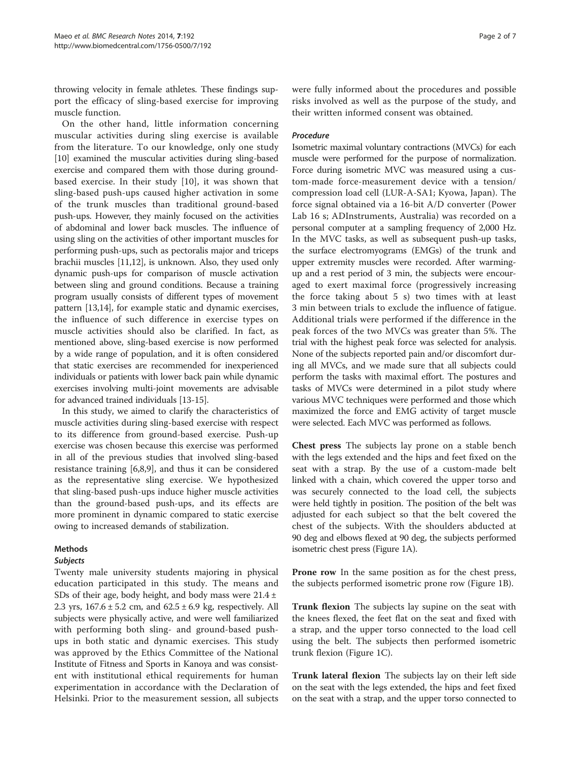throwing velocity in female athletes. These findings support the efficacy of sling-based exercise for improving muscle function.

On the other hand, little information concerning muscular activities during sling exercise is available from the literature. To our knowledge, only one study [10] examined the muscular activities during sling-based exercise and compared them with those during ground-based exercise. In their study [10], it was shown that sling-based push-ups caused higher activation in some of the trunk muscles than traditional ground-based push-ups. However, they mainly focused on the activities of abdominal and lower back muscles. The influence of using sling on the activities of other important muscles for performing push-ups, such as pectoralis major and triceps brachii muscles [11,12], is unknown. Also, they used only dynamic push-ups for comparison of muscle activation between sling and ground conditions. Because a training program usually consists of different types of movement pattern [13,14], for example static and dynamic exercises, the influence of such difference in exercise types on muscle activities should also be clarified. In fact, as mentioned above, sling-based exercise is now performed by a wide range of population, and it is often considered that static exercises are recommended for inexperienced individuals or patients with lower back pain while dynamic exercises involving multi-joint movements are advisable for advanced trained individuals [13-15].

In this study, we aimed to clarify the characteristics of muscle activities during sling-based exercise with respect to its difference from ground-based exercise. Push-up exercise was chosen because this exercise was performed in all of the previous studies that involved sling-based resistance training [6,8,9], and thus it can be considered as the representative sling exercise. We hypothesized that sling-based push-ups induce higher muscle activities than the ground-based push-ups, and its effects are more prominent in dynamic compared to static exercise owing to increased demands of stabilization.

## Methods

### Subjects

Twenty male university students majoring in physical education participated in this study. The means and SDs of their age, body height, and body mass were $21.4 \pm 2.3$ yrs, $167.6 \pm 5.2$ cm, and $62.5 \pm 6.9$ kg, respectively. All subjects were physically active, and were well familiarized with performing both sling- and ground-based push-ups in both static and dynamic exercises. This study was approved by the Ethics Committee of the National Institute of Fitness and Sports in Kanoya and was consistent with institutional ethical requirements for human experimentation in accordance with the Declaration of Helsinki. Prior to the measurement session, all subjects were fully informed about the procedures and possible risks involved as well as the purpose of the study, and their written informed consent was obtained.

### Procedure

Isometric maximal voluntary contractions (MVCs) for each muscle were performed for the purpose of normalization. Force during isometric MVC was measured using a custom-made force-measurement device with a tension/compression load cell (LUR-A-SA1; Kyowa, Japan). The force signal obtained via a 16-bit A/D converter (Power Lab 16 s; ADInstruments, Australia) was recorded on a personal computer at a sampling frequency of 2,000 Hz. In the MVC tasks, as well as subsequent push-up tasks, the surface electromyograms (EMGs) of the trunk and upper extremity muscles were recorded. After warming-up and a rest period of 3 min, the subjects were encouraged to exert maximal force (progressively increasing the force taking about 5 s) two times with at least 3 min between trials to exclude the influence of fatigue. Additional trials were performed if the difference in the peak forces of the two MVCs was greater than 5%. The trial with the highest peak force was selected for analysis. None of the subjects reported pain and/or discomfort during all MVCs, and we made sure that all subjects could perform the tasks with maximal effort. The postures and tasks of MVCs were determined in a pilot study where various MVC techniques were performed and those which maximized the force and EMG activity of target muscle were selected. Each MVC was performed as follows.

**Chest press** The subjects lay prone on a stable bench with the legs extended and the hips and feet fixed on the seat with a strap. By the use of a custom-made belt linked with a chain, which covered the upper torso and was securely connected to the load cell, the subjects were held tightly in position. The position of the belt was adjusted for each subject so that the belt covered the chest of the subjects. With the shoulders abducted at 90 deg and elbows flexed at 90 deg, the subjects performed isometric chest press (Figure 1A).

**Prone row** In the same position as for the chest press, the subjects performed isometric prone row (Figure 1B).

**Trunk flexion** The subjects lay supine on the seat with the knees flexed, the feet flat on the seat and fixed with a strap, and the upper torso connected to the load cell using the belt. The subjects then performed isometric trunk flexion (Figure 1C).

**Trunk lateral flexion** The subjects lay on their left side on the seat with the legs extended, the hips and feet fixed on the seat with a strap, and the upper torso connected to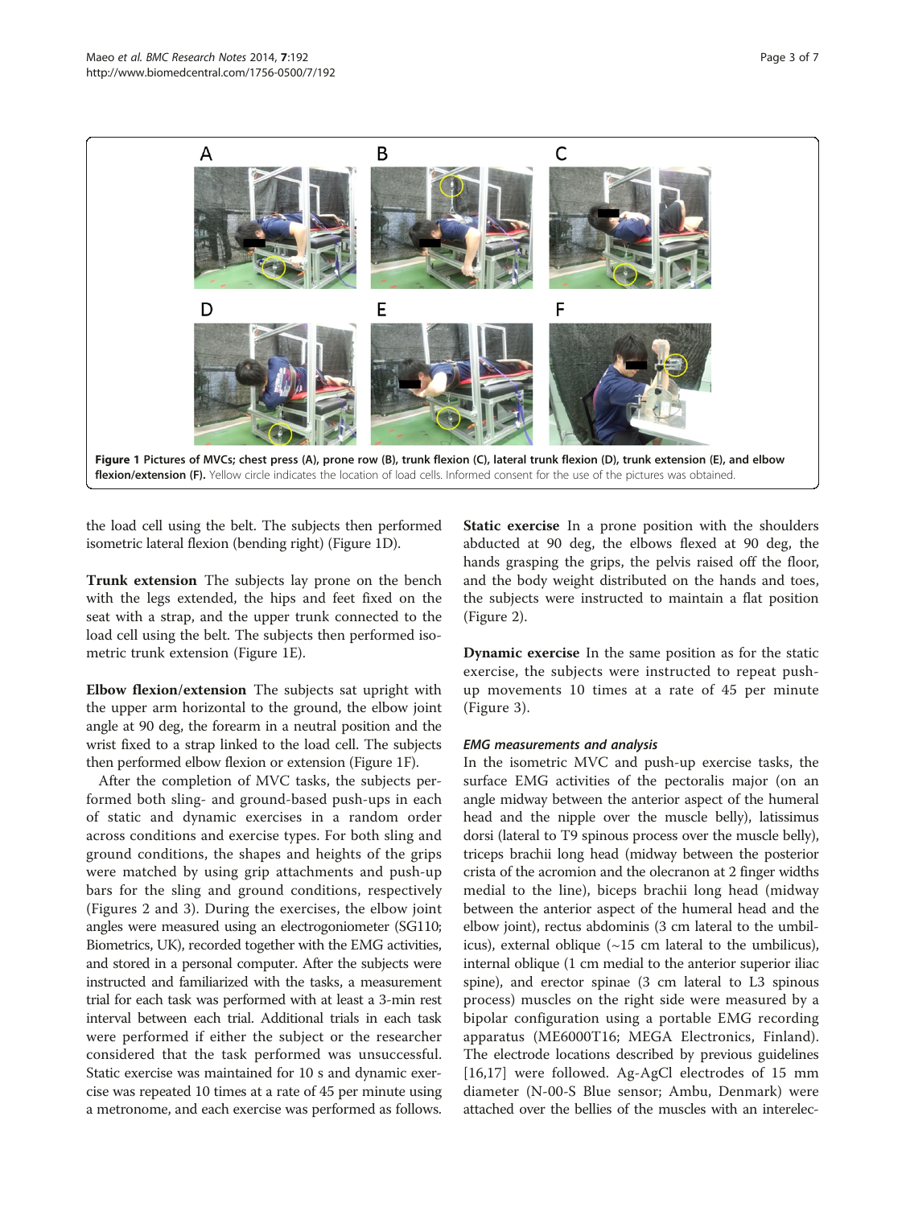**Figure 1 Pictures of MVCs; chest press (A), prone row (B), trunk flexion (C), lateral trunk flexion (D), trunk extension (E), and elbow flexion/extension (F).** Yellow circle indicates the location of load cells. Informed consent for the use of the pictures was obtained.

the load cell using the belt. The subjects then performed isometric lateral flexion (bending right) (Figure 1D).

**Trunk extension** The subjects lay prone on the bench with the legs extended, the hips and feet fixed on the seat with a strap, and the upper trunk connected to the load cell using the belt. The subjects then performed isometric trunk extension (Figure 1E).

**Elbow flexion/extension** The subjects sat upright with the upper arm horizontal to the ground, the elbow joint angle at 90 deg, the forearm in a neutral position and the wrist fixed to a strap linked to the load cell. The subjects then performed elbow flexion or extension (Figure 1F).

After the completion of MVC tasks, the subjects performed both sling- and ground-based push-ups in each of static and dynamic exercises in a random order across conditions and exercise types. For both sling and ground conditions, the shapes and heights of the grips were matched by using grip attachments and push-up bars for the sling and ground conditions, respectively (Figures 2 and 3). During the exercises, the elbow joint angles were measured using an electrogoniometer (SG110; Biometrics, UK), recorded together with the EMG activities, and stored in a personal computer. After the subjects were instructed and familiarized with the tasks, a measurement trial for each task was performed with at least a 3-min rest interval between each trial. Additional trials in each task were performed if either the subject or the researcher considered that the task performed was unsuccessful. Static exercise was maintained for 10 s and dynamic exercise was repeated 10 times at a rate of 45 per minute using a metronome, and each exercise was performed as follows.

**Static exercise** In a prone position with the shoulders abducted at 90 deg, the elbows flexed at 90 deg, the hands grasping the grips, the pelvis raised off the floor, and the body weight distributed on the hands and toes, the subjects were instructed to maintain a flat position (Figure 2).

**Dynamic exercise** In the same position as for the static exercise, the subjects were instructed to repeat push-up movements 10 times at a rate of 45 per minute (Figure 3).

### *EMG measurements and analysis*

In the isometric MVC and push-up exercise tasks, the surface EMG activities of the pectoralis major (on an angle midway between the anterior aspect of the humeral head and the nipple over the muscle belly), latissimus dorsi (lateral to T9 spinous process over the muscle belly), triceps brachii long head (midway between the posterior crista of the acromion and the olecranon at 2 finger widths medial to the line), biceps brachii long head (midway between the anterior aspect of the humeral head and the elbow joint), rectus abdominis (3 cm lateral to the umbilicus), external oblique (~15 cm lateral to the umbilicus), internal oblique (1 cm medial to the anterior superior iliac spine), and erector spinae (3 cm lateral to L3 spinous process) muscles on the right side were measured by a bipolar configuration using a portable EMG recording apparatus (ME6000T16; MEGA Electronics, Finland). The electrode locations described by previous guidelines [16,17] were followed. Ag-AgCl electrodes of 15 mm diameter (N-00-S Blue sensor; Ambu, Denmark) were attached over the bellies of the muscles with an interelec-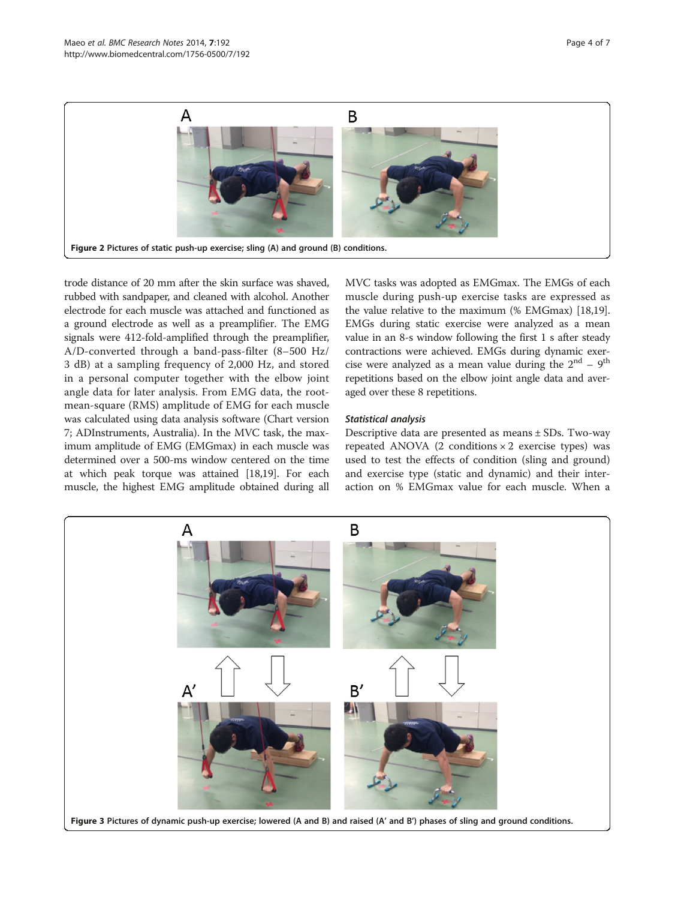Figure 2 Pictures of static push-up exercise; sling (A) and ground (B) conditions.

trode distance of 20 mm after the skin surface was shaved, rubbed with sandpaper, and cleaned with alcohol. Another electrode for each muscle was attached and functioned as a ground electrode as well as a preamplifier. The EMG signals were 412-fold-amplified through the preamplifier, A/D-converted through a band-pass-filter (8–500 Hz/ 3 dB) at a sampling frequency of 2,000 Hz, and stored in a personal computer together with the elbow joint angle data for later analysis. From EMG data, the root-mean-square (RMS) amplitude of EMG for each muscle was calculated using data analysis software (Chart version 7; ADInstruments, Australia). In the MVC task, the maximum amplitude of EMG (EMGmax) in each muscle was determined over a 500-ms window centered on the time at which peak torque was attained [18,19]. For each muscle, the highest EMG amplitude obtained during all MVC tasks was adopted as EMGmax. The EMGs of each muscle during push-up exercise tasks are expressed as the value relative to the maximum (% EMGmax) [18,19]. EMGs during static exercise were analyzed as a mean value in an 8-s window following the first 1 s after steady contractions were achieved. EMGs during dynamic exercise were analyzed as a mean value during the $2^{nd}$ – $9^{th}$ repetitions based on the elbow joint angle data and averaged over these 8 repetitions.

#### *Statistical analysis*

Descriptive data are presented as means ± SDs. Two-way repeated ANOVA (2 conditions × 2 exercise types) was used to test the effects of condition (sling and ground) and exercise type (static and dynamic) and their interaction on % EMGmax value for each muscle. When a

Figure 3 Pictures of dynamic push-up exercise; lowered (A and B) and raised (A′ and B′) phases of sling and ground conditions.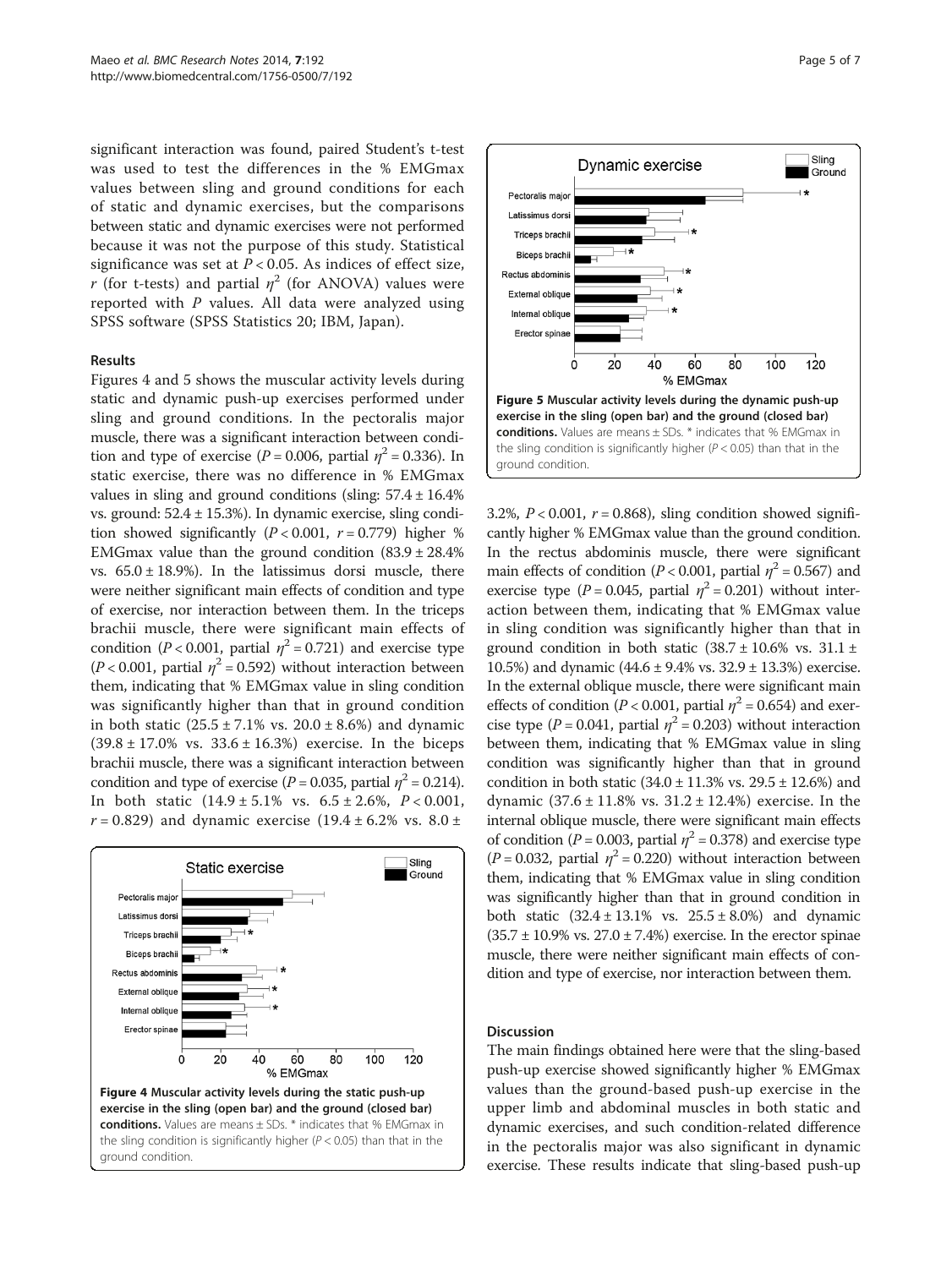significant interaction was found, paired Student's t-test was used to test the differences in the % EMGmax values between sling and ground conditions for each of static and dynamic exercises, but the comparisons between static and dynamic exercises were not performed because it was not the purpose of this study. Statistical significance was set at $P < 0.05$. As indices of effect size, $r$ (for t-tests) and partial $\eta^2$ (for ANOVA) values were reported with $P$ values. All data were analyzed using SPSS software (SPSS Statistics 20; IBM, Japan).

## Results

Figures 4 and 5 shows the muscular activity levels during static and dynamic push-up exercises performed under sling and ground conditions. In the pectoralis major muscle, there was a significant interaction between condition and type of exercise ($P = 0.006$, partial $\eta^2 = 0.336$). In static exercise, there was no difference in % EMGmax values in sling and ground conditions (sling: $57.4 \pm 16.4\%$ vs. ground: $52.4 \pm 15.3\%$). In dynamic exercise, sling condition showed significantly ($P < 0.001$, $r = 0.779$) higher % EMGmax value than the ground condition ($83.9 \pm 28.4\%$ vs. $65.0 \pm 18.9\%$). In the latissimus dorsi muscle, there were neither significant main effects of condition and type of exercise, nor interaction between them. In the triceps brachii muscle, there were significant main effects of condition ($P < 0.001$, partial $\eta^2 = 0.721$) and exercise type ($P < 0.001$, partial $\eta^2 = 0.592$) without interaction between them, indicating that % EMGmax value in sling condition was significantly higher than that in ground condition in both static ($25.5 \pm 7.1\%$ vs. $20.0 \pm 8.6\%$) and dynamic ($39.8 \pm 17.0\%$ vs. $33.6 \pm 16.3\%$) exercise. In the biceps brachii muscle, there was a significant interaction between condition and type of exercise ($P = 0.035$, partial $\eta^2 = 0.214$). In both static ($14.9 \pm 5.1\%$ vs. $6.5 \pm 2.6\%$, $P < 0.001$, $r = 0.829$) and dynamic exercise ($19.4 \pm 6.2\%$ vs. $8.0 \pm 3.2\%$, $P < 0.001$, $r = 0.868$), sling condition showed significantly higher % EMGmax value than the ground condition. In the rectus abdominis muscle, there were significant main effects of condition ($P < 0.001$, partial $\eta^2 = 0.567$) and exercise type ($P = 0.045$, partial $\eta^2 = 0.201$) without interaction between them, indicating that % EMGmax value in sling condition was significantly higher than that in ground condition in both static ($38.7 \pm 10.6\%$ vs. $31.1 \pm 10.5\%$) and dynamic ($44.6 \pm 9.4\%$ vs. $32.9 \pm 13.3\%$) exercise. In the external oblique muscle, there were significant main effects of condition ($P < 0.001$, partial $\eta^2 = 0.654$) and exercise type ($P = 0.041$, partial $\eta^2 = 0.203$) without interaction between them, indicating that % EMGmax value in sling condition was significantly higher than that in ground condition in both static ($34.0 \pm 11.3\%$ vs. $29.5 \pm 12.6\%$) and dynamic ($37.6 \pm 11.8\%$ vs. $31.2 \pm 12.4\%$) exercise. In the internal oblique muscle, there were significant main effects of condition ($P = 0.003$, partial $\eta^2 = 0.378$) and exercise type ($P = 0.032$, partial $\eta^2 = 0.220$) without interaction between them, indicating that % EMGmax value in sling condition was significantly higher than that in ground condition in both static ($32.4 \pm 13.1\%$ vs. $25.5 \pm 8.0\%$) and dynamic ($35.7 \pm 10.9\%$ vs. $27.0 \pm 7.4\%$) exercise. In the erector spinae muscle, there were neither significant main effects of condition and type of exercise, nor interaction between them.

**Figure 4 Muscular activity levels during the static push-up exercise in the sling (open bar) and the ground (closed bar) conditions.** Values are means ± SDs. * indicates that % EMGmax in the sling condition is significantly higher ($P < 0.05$) than that in the ground condition.

**Figure 5 Muscular activity levels during the dynamic push-up exercise in the sling (open bar) and the ground (closed bar) conditions.** Values are means ± SDs. * indicates that % EMGmax in the sling condition is significantly higher ($P < 0.05$) than that in the ground condition.

## Discussion

The main findings obtained here were that the sling-based push-up exercise showed significantly higher % EMGmax values than the ground-based push-up exercise in the upper limb and abdominal muscles in both static and dynamic exercises, and such condition-related difference in the pectoralis major was also significant in dynamic exercise. These results indicate that sling-based push-up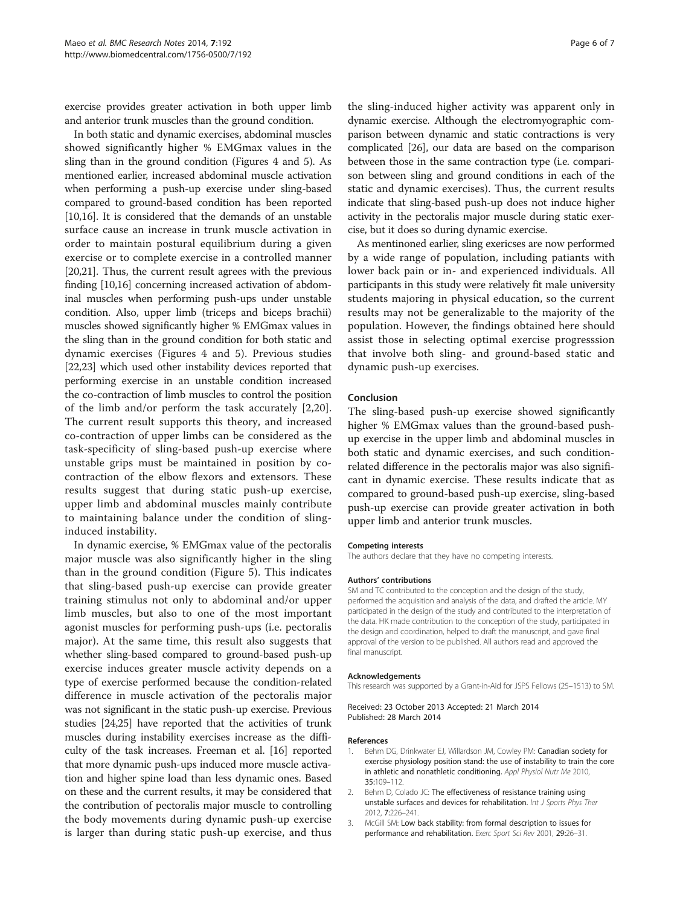exercise provides greater activation in both upper limb and anterior trunk muscles than the ground condition.

In both static and dynamic exercises, abdominal muscles showed significantly higher % EMGmax values in the sling than in the ground condition (Figures 4 and 5). As mentioned earlier, increased abdominal muscle activation when performing a push-up exercise under sling-based compared to ground-based condition has been reported [10,16]. It is considered that the demands of an unstable surface cause an increase in trunk muscle activation in order to maintain postural equilibrium during a given exercise or to complete exercise in a controlled manner [20,21]. Thus, the current result agrees with the previous finding [10,16] concerning increased activation of abdominal muscles when performing push-ups under unstable condition. Also, upper limb (triceps and biceps brachii) muscles showed significantly higher % EMGmax values in the sling than in the ground condition for both static and dynamic exercises (Figures 4 and 5). Previous studies [22,23] which used other instability devices reported that performing exercise in an unstable condition increased the co-contraction of limb muscles to control the position of the limb and/or perform the task accurately [2,20]. The current result supports this theory, and increased co-contraction of upper limbs can be considered as the task-specificity of sling-based push-up exercise where unstable grips must be maintained in position by co-contraction of the elbow flexors and extensors. These results suggest that during static push-up exercise, upper limb and abdominal muscles mainly contribute to maintaining balance under the condition of sling-induced instability.

In dynamic exercise, % EMGmax value of the pectoralis major muscle was also significantly higher in the sling than in the ground condition (Figure 5). This indicates that sling-based push-up exercise can provide greater training stimulus not only to abdominal and/or upper limb muscles, but also to one of the most important agonist muscles for performing push-ups (i.e. pectoralis major). At the same time, this result also suggests that whether sling-based compared to ground-based push-up exercise induces greater muscle activity depends on a type of exercise performed because the condition-related difference in muscle activation of the pectoralis major was not significant in the static push-up exercise. Previous studies [24,25] have reported that the activities of trunk muscles during instability exercises increase as the difficulty of the task increases. Freeman et al. [16] reported that more dynamic push-ups induced more muscle activation and higher spine load than less dynamic ones. Based on these and the current results, it may be considered that the contribution of pectoralis major muscle to controlling the body movements during dynamic push-up exercise is larger than during static push-up exercise, and thus the sling-induced higher activity was apparent only in dynamic exercise. Although the electromyographic comparison between dynamic and static contractions is very complicated [26], our data are based on the comparison between those in the same contraction type (i.e. comparison between sling and ground conditions in each of the static and dynamic exercises). Thus, the current results indicate that sling-based push-up does not induce higher activity in the pectoralis major muscle during static exercise, but it does so during dynamic exercise.

As mentinoned earlier, sling exericses are now performed by a wide range of population, including patients with lower back pain or in- and experienced individuals. All participants in this study were relatively fit male university students majoring in physical education, so the current results may not be generalizable to the majority of the population. However, the findings obtained here should assist those in selecting optimal exercise progresssion that involve both sling- and ground-based static and dynamic push-up exercises.

## Conclusion

The sling-based push-up exercise showed significantly higher % EMGmax values than the ground-based push-up exercise in the upper limb and abdominal muscles in both static and dynamic exercises, and such condition-related difference in the pectoralis major was also significant in dynamic exercise. These results indicate that as compared to ground-based push-up exercise, sling-based push-up exercise can provide greater activation in both upper limb and anterior trunk muscles.

#### Competing interests

The authors declare that they have no competing interests.

#### Authors' contributions

SM and TC contributed to the conception and the design of the study, performed the acquisition and analysis of the data, and drafted the article. MY participated in the design of the study and contributed to the interpretation of the data. HK made contribution to the conception of the study, participated in the design and coordination, helped to draft the manuscript, and gave final approval of the version to be published. All authors read and approved the final manuscript.

#### Acknowledgements

This research was supported by a Grant-in-Aid for JSPS Fellows (25–1513) to SM.

Received: 23 October 2013 Accepted: 21 March 2014
Published: 28 March 2014

#### References

1. Behm DG, Drinkwater EJ, Willardson JM, Cowley PM: **Canadian society for exercise physiology position stand: the use of instability to train the core in athletic and nonathletic conditioning.** *Appl Physiol Nutr Me* 2010, **35:**109–112.
2. Behm D, Colado JC: **The effectiveness of resistance training using unstable surfaces and devices for rehabilitation.** *Int J Sports Phys Ther* 2012, **7:**226–241.
3. McGill SM: **Low back stability: from formal description to issues for performance and rehabilitation.** *Exerc Sport Sci Rev* 2001, **29:**26–31.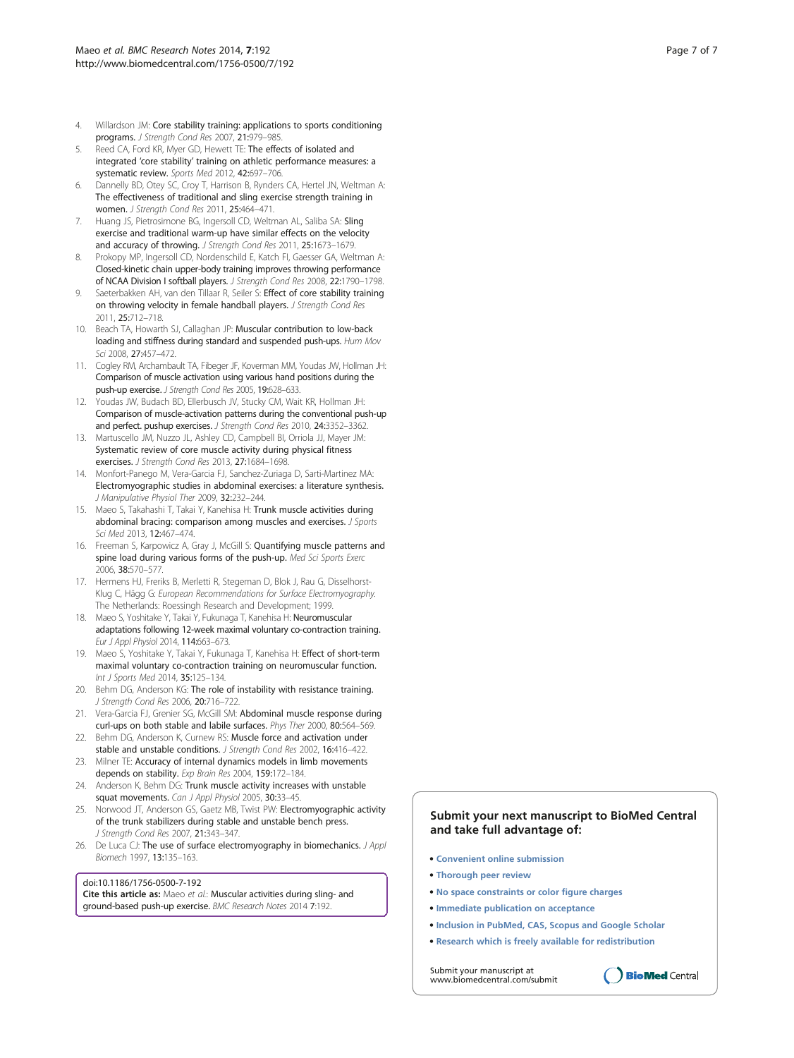4. Willardson JM: Core stability training: applications to sports conditioning programs. *J Strength Cond Res* 2007, **21**:979–985.
5. Reed CA, Ford KR, Myer GD, Hewett TE: The effects of isolated and integrated 'core stability' training on athletic performance measures: a systematic review. *Sports Med* 2012, **42**:697–706.
6. Dannelly BD, Otey SC, Croy T, Harrison B, Rynders CA, Hertel JN, Weltman A: The effectiveness of traditional and sling exercise strength training in women. *J Strength Cond Res* 2011, **25**:464–471.
7. Huang JS, Pietrosimone BG, Ingersoll CD, Weltman AL, Saliba SA: Sling exercise and traditional warm-up have similar effects on the velocity and accuracy of throwing. *J Strength Cond Res* 2011, **25**:1673–1679.
8. Prokopy MP, Ingersoll CD, Nordenschild E, Katch FI, Gaesser GA, Weltman A: Closed-kinetic chain upper-body training improves throwing performance of NCAA Division I softball players. *J Strength Cond Res* 2008, **22**:1790–1798.
9. Saeterbakken AH, van den Tillaar R, Seiler S: Effect of core stability training on throwing velocity in female handball players. *J Strength Cond Res* 2011, **25**:712–718.
10. Beach TA, Howarth SJ, Callaghan JP: Muscular contribution to low-back loading and stiffness during standard and suspended push-ups. *Hum Mov Sci* 2008, **27**:457–472.
11. Cogley RM, Archambault TA, Fibeger JF, Koverman MM, Youdas JW, Hollman JH: Comparison of muscle activation using various hand positions during the push-up exercise. *J Strength Cond Res* 2005, **19**:628–633.
12. Youdas JW, Budach BD, Ellerbusch JV, Stucky CM, Wait KR, Hollman JH: Comparison of muscle-activation patterns during the conventional push-up and perfect. pushup exercises. *J Strength Cond Res* 2010, **24**:3352–3362.
13. Martuscello JM, Nuzzo JL, Ashley CD, Campbell BI, Orriola JJ, Mayer JM: Systematic review of core muscle activity during physical fitness exercises. *J Strength Cond Res* 2013, **27**:1684–1698.
14. Monfort-Panego M, Vera-Garcia FJ, Sanchez-Zuriaga D, Sarti-Martinez MA: Electromyographic studies in abdominal exercises: a literature synthesis. *J Manipulative Physiol Ther* 2009, **32**:232–244.
15. Maeo S, Takahashi T, Takai Y, Kanehisa H: Trunk muscle activities during abdominal bracing: comparison among muscles and exercises. *J Sports Sci Med* 2013, **12**:467–474.
16. Freeman S, Karpowicz A, Gray J, McGill S: Quantifying muscle patterns and spine load during various forms of the push-up. *Med Sci Sports Exerc* 2006, **38**:570–577.
17. Hermens HJ, Freriks B, Merletti R, Stegeman D, Blok J, Rau G, Disselhorst-Klug C, Hägg G: *European Recommendations for Surface Electromyography.* The Netherlands: Roessingh Research and Development; 1999.
18. Maeo S, Yoshitake Y, Takai Y, Fukunaga T, Kanehisa H: Neuromuscular adaptations following 12-week maximal voluntary co-contraction training. *Eur J Appl Physiol* 2014, **114**:663–673.
19. Maeo S, Yoshitake Y, Takai Y, Fukunaga T, Kanehisa H: Effect of short-term maximal voluntary co-contraction training on neuromuscular function. *Int J Sports Med* 2014, **35**:125–134.
20. Behm DG, Anderson KG: The role of instability with resistance training. *J Strength Cond Res* 2006, **20**:716–722.
21. Vera-Garcia FJ, Grenier SG, McGill SM: Abdominal muscle response during curl-ups on both stable and labile surfaces. *Phys Ther* 2000, **80**:564–569.
22. Behm DG, Anderson K, Curnew RS: Muscle force and activation under stable and unstable conditions. *J Strength Cond Res* 2002, **16**:416–422.
23. Milner TE: Accuracy of internal dynamics models in limb movements depends on stability. *Exp Brain Res* 2004, **159**:172–184.
24. Anderson K, Behm DG: Trunk muscle activity increases with unstable squat movements. *Can J Appl Physiol* 2005, **30**:33–45.
25. Norwood JT, Anderson GS, Gaetz MB, Twist PW: Electromyographic activity of the trunk stabilizers during stable and unstable bench press. *J Strength Cond Res* 2007, **21**:343–347.
26. De Luca CJ: The use of surface electromyography in biomechanics. *J Appl Biomech* 1997, **13**:135–163.

doi:10.1186/1756-0500-7-192

**Cite this article as:** Maeo *et al.*: Muscular activities during sling- and ground-based push-up exercise. *BMC Research Notes* 2014 **7**:192.

**Submit your next manuscript to BioMed Central and take full advantage of:**

- Convenient online submission
- Thorough peer review
- No space constraints or color figure charges
- Immediate publication on acceptance
- Inclusion in PubMed, CAS, Scopus and Google Scholar
- Research which is freely available for redistribution

Submit your manuscript at www.biomedcentral.com/submit

BioMed Central